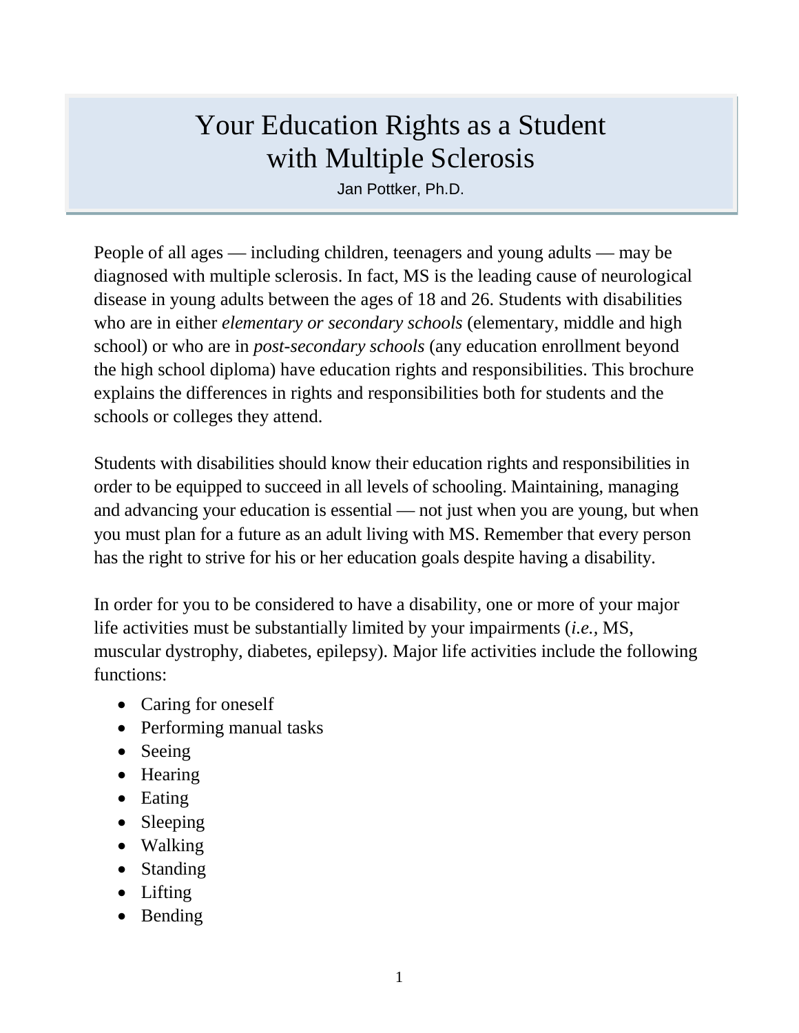# Your Education Rights as a Student with Multiple Sclerosis

Jan Pottker, Ph.D.

People of all ages — including children, teenagers and young adults — may be diagnosed with multiple sclerosis. In fact, MS is the leading cause of neurological disease in young adults between the ages of 18 and 26. Students with disabilities who are in either *elementary or secondary schools* (elementary, middle and high school) or who are in *post-secondary schools* (any education enrollment beyond the high school diploma) have education rights and responsibilities. This brochure explains the differences in rights and responsibilities both for students and the schools or colleges they attend.

Students with disabilities should know their education rights and responsibilities in order to be equipped to succeed in all levels of schooling. Maintaining, managing and advancing your education is essential — not just when you are young, but when you must plan for a future as an adult living with MS. Remember that every person has the right to strive for his or her education goals despite having a disability.

In order for you to be considered to have a disability, one or more of your major life activities must be substantially limited by your impairments (*i.e.*, MS, muscular dystrophy, diabetes, epilepsy). Major life activities include the following functions:

- Caring for oneself
- Performing manual tasks
- Seeing
- Hearing
- Eating
- Sleeping
- Walking
- Standing
- Lifting
- Bending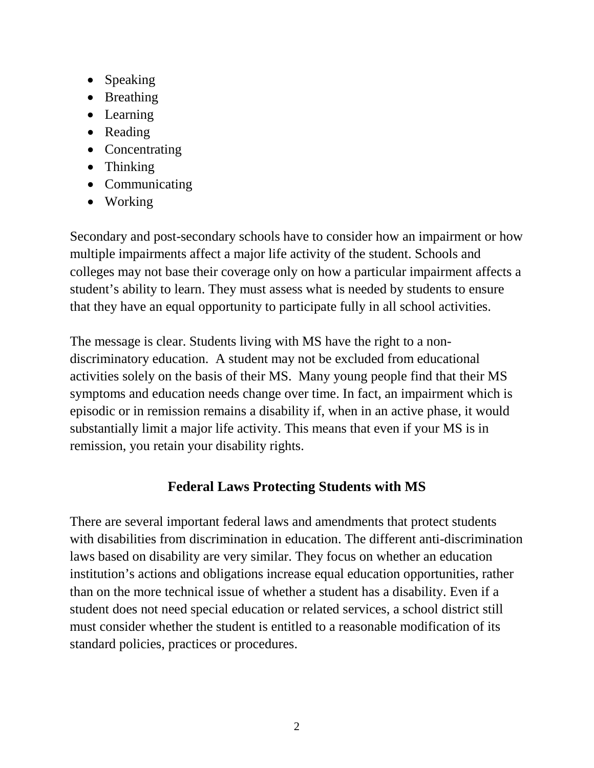- Speaking
- Breathing
- Learning
- Reading
- Concentrating
- Thinking
- Communicating
- Working

Secondary and post-secondary schools have to consider how an impairment or how multiple impairments affect a major life activity of the student. Schools and colleges may not base their coverage only on how a particular impairment affects a student's ability to learn. They must assess what is needed by students to ensure that they have an equal opportunity to participate fully in all school activities.

The message is clear. Students living with MS have the right to a non-discriminatory education. A student may not be excluded from educational activities solely on the basis of their MS. Many young people find that their MS symptoms and education needs change over time. In fact, an impairment which is episodic or in remission remains a disability if, when in an active phase, it would substantially limit a major life activity. This means that even if your MS is in remission, you retain your disability rights.

## Federal Laws Protecting Students with MS

There are several important federal laws and amendments that protect students with disabilities from discrimination in education. The different anti-discrimination laws based on disability are very similar. They focus on whether an education institution's actions and obligations increase equal education opportunities, rather than on the more technical issue of whether a student has a disability. Even if a student does not need special education or related services, a school district still must consider whether the student is entitled to a reasonable modification of its standard policies, practices or procedures.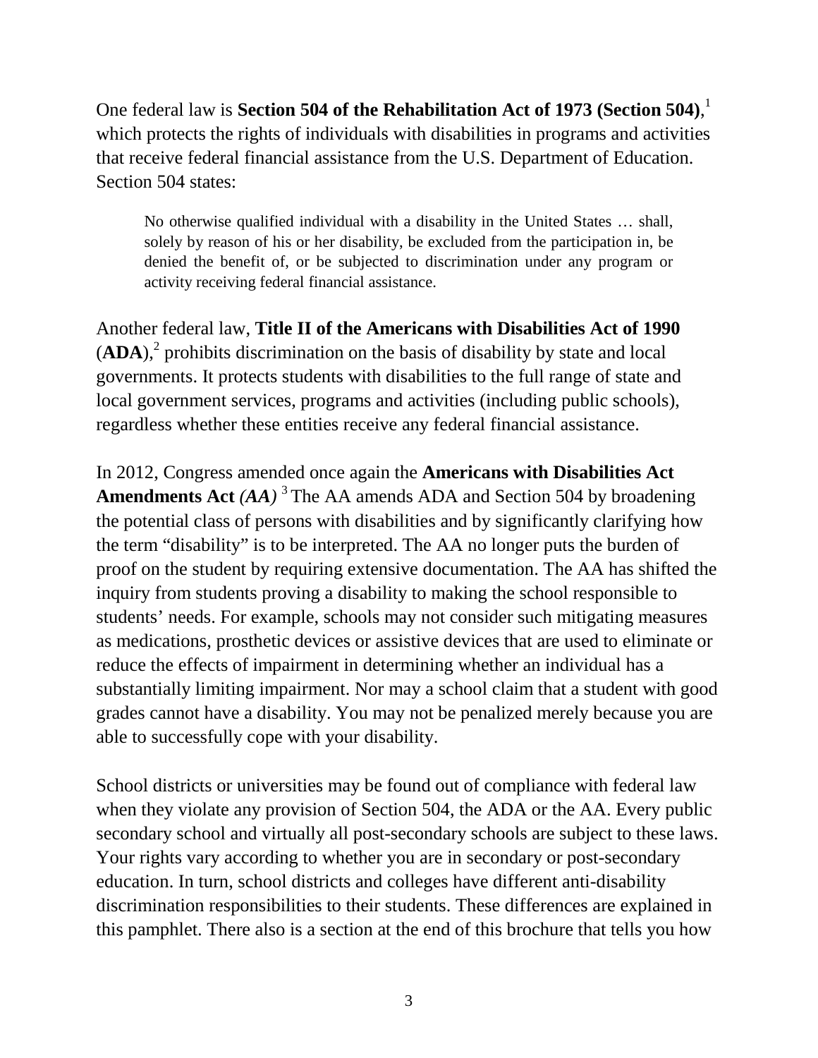One federal law is **Section 504 of the Rehabilitation Act of 1973 (Section 504)**,[1] which protects the rights of individuals with disabilities in programs and activities that receive federal financial assistance from the U.S. Department of Education. Section 504 states:

> No otherwise qualified individual with a disability in the United States … shall, solely by reason of his or her disability, be excluded from the participation in, be denied the benefit of, or be subjected to discrimination under any program or activity receiving federal financial assistance.

Another federal law, **Title II of the Americans with Disabilities Act of 1990** (**ADA**),[2] prohibits discrimination on the basis of disability by state and local governments. It protects students with disabilities to the full range of state and local government services, programs and activities (including public schools), regardless whether these entities receive any federal financial assistance.

In 2012, Congress amended once again the **Americans with Disabilities Act Amendments Act** ***(AA)*** [3] The AA amends ADA and Section 504 by broadening the potential class of persons with disabilities and by significantly clarifying how the term "disability" is to be interpreted. The AA no longer puts the burden of proof on the student by requiring extensive documentation. The AA has shifted the inquiry from students proving a disability to making the school responsible to students' needs. For example, schools may not consider such mitigating measures as medications, prosthetic devices or assistive devices that are used to eliminate or reduce the effects of impairment in determining whether an individual has a substantially limiting impairment. Nor may a school claim that a student with good grades cannot have a disability. You may not be penalized merely because you are able to successfully cope with your disability.

School districts or universities may be found out of compliance with federal law when they violate any provision of Section 504, the ADA or the AA. Every public secondary school and virtually all post-secondary schools are subject to these laws. Your rights vary according to whether you are in secondary or post-secondary education. In turn, school districts and colleges have different anti-disability discrimination responsibilities to their students. These differences are explained in this pamphlet. There also is a section at the end of this brochure that tells you how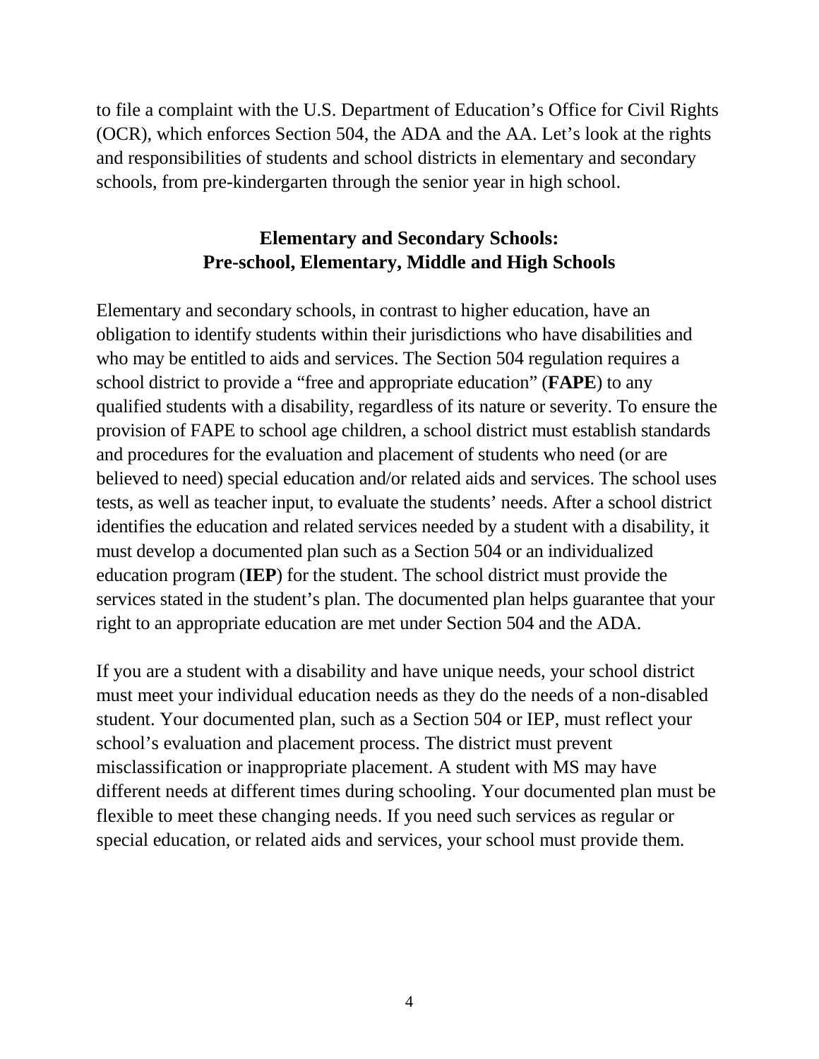to file a complaint with the U.S. Department of Education's Office for Civil Rights (OCR), which enforces Section 504, the ADA and the AA. Let's look at the rights and responsibilities of students and school districts in elementary and secondary schools, from pre-kindergarten through the senior year in high school.

## Elementary and Secondary Schools: Pre-school, Elementary, Middle and High Schools

Elementary and secondary schools, in contrast to higher education, have an obligation to identify students within their jurisdictions who have disabilities and who may be entitled to aids and services. The Section 504 regulation requires a school district to provide a "free and appropriate education" (**FAPE**) to any qualified students with a disability, regardless of its nature or severity. To ensure the provision of FAPE to school age children, a school district must establish standards and procedures for the evaluation and placement of students who need (or are believed to need) special education and/or related aids and services. The school uses tests, as well as teacher input, to evaluate the students' needs. After a school district identifies the education and related services needed by a student with a disability, it must develop a documented plan such as a Section 504 or an individualized education program (**IEP**) for the student. The school district must provide the services stated in the student's plan. The documented plan helps guarantee that your right to an appropriate education are met under Section 504 and the ADA.

If you are a student with a disability and have unique needs, your school district must meet your individual education needs as they do the needs of a non-disabled student. Your documented plan, such as a Section 504 or IEP, must reflect your school's evaluation and placement process. The district must prevent misclassification or inappropriate placement. A student with MS may have different needs at different times during schooling. Your documented plan must be flexible to meet these changing needs. If you need such services as regular or special education, or related aids and services, your school must provide them.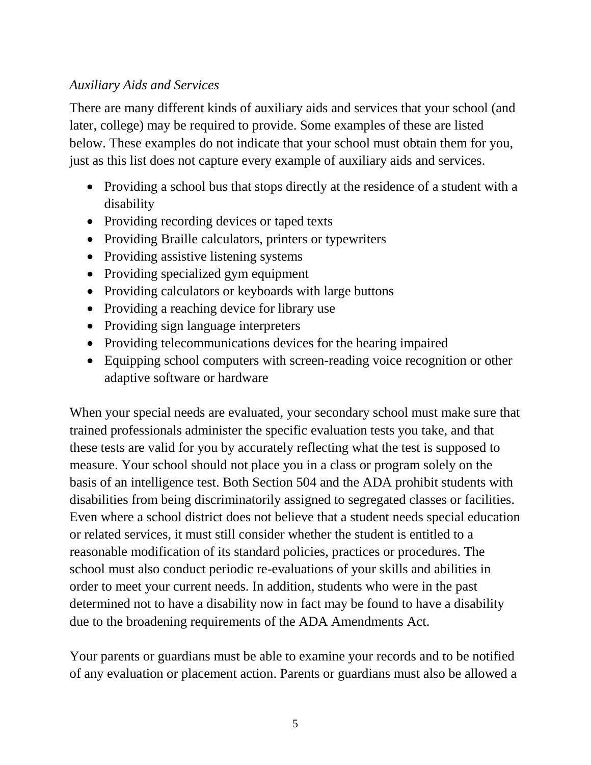### *Auxiliary Aids and Services*

There are many different kinds of auxiliary aids and services that your school (and later, college) may be required to provide. Some examples of these are listed below. These examples do not indicate that your school must obtain them for you, just as this list does not capture every example of auxiliary aids and services.

- Providing a school bus that stops directly at the residence of a student with a disability
- Providing recording devices or taped texts
- Providing Braille calculators, printers or typewriters
- Providing assistive listening systems
- Providing specialized gym equipment
- Providing calculators or keyboards with large buttons
- Providing a reaching device for library use
- Providing sign language interpreters
- Providing telecommunications devices for the hearing impaired
- Equipping school computers with screen-reading voice recognition or other adaptive software or hardware

When your special needs are evaluated, your secondary school must make sure that trained professionals administer the specific evaluation tests you take, and that these tests are valid for you by accurately reflecting what the test is supposed to measure. Your school should not place you in a class or program solely on the basis of an intelligence test. Both Section 504 and the ADA prohibit students with disabilities from being discriminatorily assigned to segregated classes or facilities. Even where a school district does not believe that a student needs special education or related services, it must still consider whether the student is entitled to a reasonable modification of its standard policies, practices or procedures. The school must also conduct periodic re-evaluations of your skills and abilities in order to meet your current needs. In addition, students who were in the past determined not to have a disability now in fact may be found to have a disability due to the broadening requirements of the ADA Amendments Act.

Your parents or guardians must be able to examine your records and to be notified of any evaluation or placement action. Parents or guardians must also be allowed a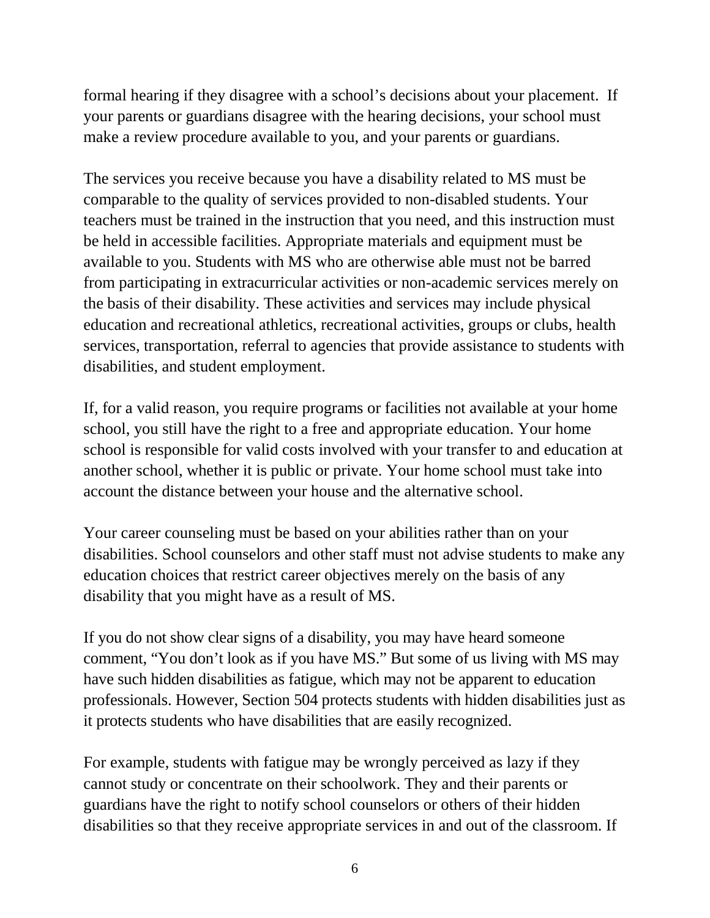formal hearing if they disagree with a school’s decisions about your placement. If your parents or guardians disagree with the hearing decisions, your school must make a review procedure available to you, and your parents or guardians.

The services you receive because you have a disability related to MS must be comparable to the quality of services provided to non-disabled students. Your teachers must be trained in the instruction that you need, and this instruction must be held in accessible facilities. Appropriate materials and equipment must be available to you. Students with MS who are otherwise able must not be barred from participating in extracurricular activities or non-academic services merely on the basis of their disability. These activities and services may include physical education and recreational athletics, recreational activities, groups or clubs, health services, transportation, referral to agencies that provide assistance to students with disabilities, and student employment.

If, for a valid reason, you require programs or facilities not available at your home school, you still have the right to a free and appropriate education. Your home school is responsible for valid costs involved with your transfer to and education at another school, whether it is public or private. Your home school must take into account the distance between your house and the alternative school.

Your career counseling must be based on your abilities rather than on your disabilities. School counselors and other staff must not advise students to make any education choices that restrict career objectives merely on the basis of any disability that you might have as a result of MS.

If you do not show clear signs of a disability, you may have heard someone comment, “You don’t look as if you have MS.” But some of us living with MS may have such hidden disabilities as fatigue, which may not be apparent to education professionals. However, Section 504 protects students with hidden disabilities just as it protects students who have disabilities that are easily recognized.

For example, students with fatigue may be wrongly perceived as lazy if they cannot study or concentrate on their schoolwork. They and their parents or guardians have the right to notify school counselors or others of their hidden disabilities so that they receive appropriate services in and out of the classroom. If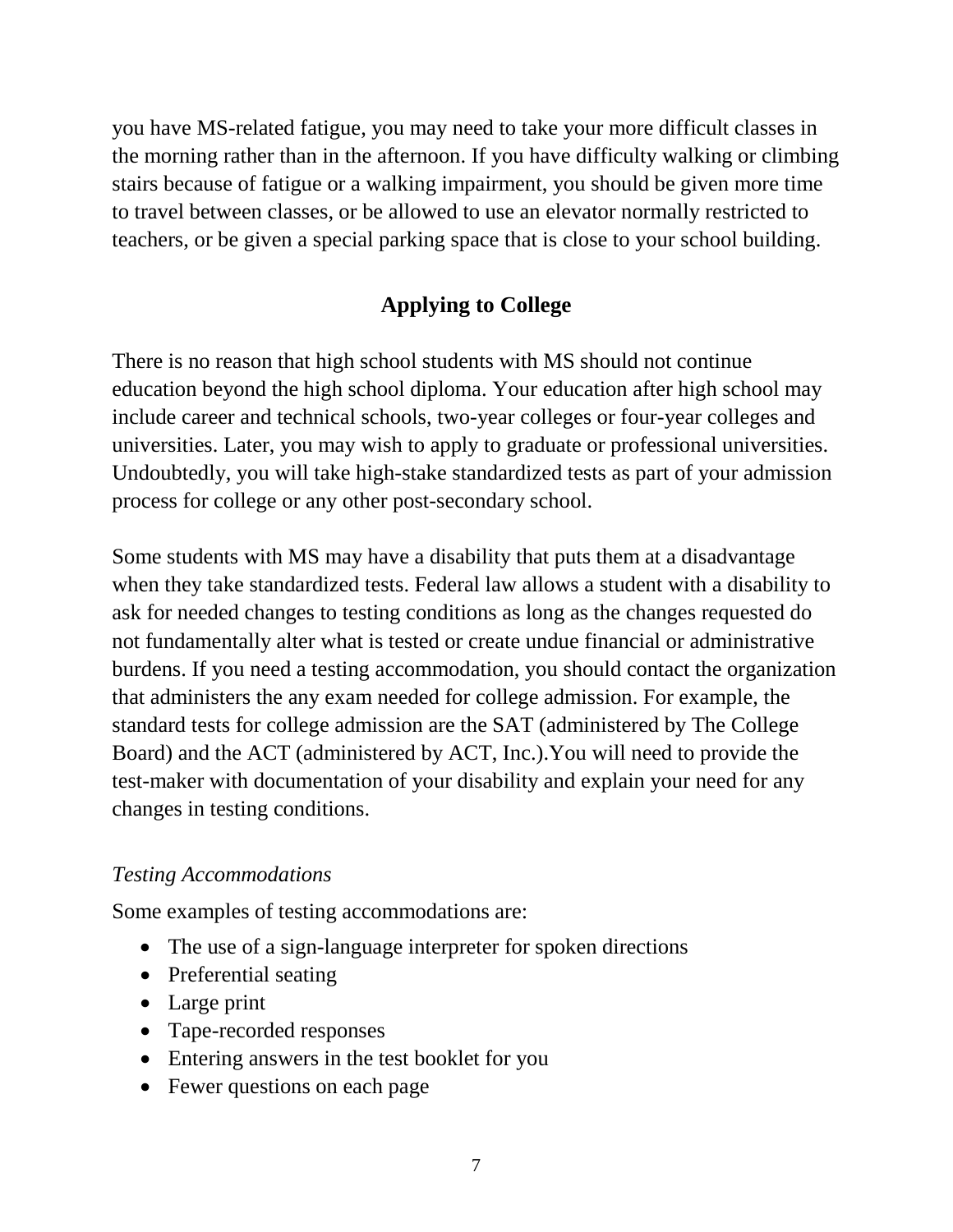you have MS-related fatigue, you may need to take your more difficult classes in the morning rather than in the afternoon. If you have difficulty walking or climbing stairs because of fatigue or a walking impairment, you should be given more time to travel between classes, or be allowed to use an elevator normally restricted to teachers, or be given a special parking space that is close to your school building.

## Applying to College

There is no reason that high school students with MS should not continue education beyond the high school diploma. Your education after high school may include career and technical schools, two-year colleges or four-year colleges and universities. Later, you may wish to apply to graduate or professional universities. Undoubtedly, you will take high-stake standardized tests as part of your admission process for college or any other post-secondary school.

Some students with MS may have a disability that puts them at a disadvantage when they take standardized tests. Federal law allows a student with a disability to ask for needed changes to testing conditions as long as the changes requested do not fundamentally alter what is tested or create undue financial or administrative burdens. If you need a testing accommodation, you should contact the organization that administers the any exam needed for college admission. For example, the standard tests for college admission are the SAT (administered by The College Board) and the ACT (administered by ACT, Inc.).You will need to provide the test-maker with documentation of your disability and explain your need for any changes in testing conditions.

### *Testing Accommodations*

Some examples of testing accommodations are:

- The use of a sign-language interpreter for spoken directions
- Preferential seating
- Large print
- Tape-recorded responses
- Entering answers in the test booklet for you
- Fewer questions on each page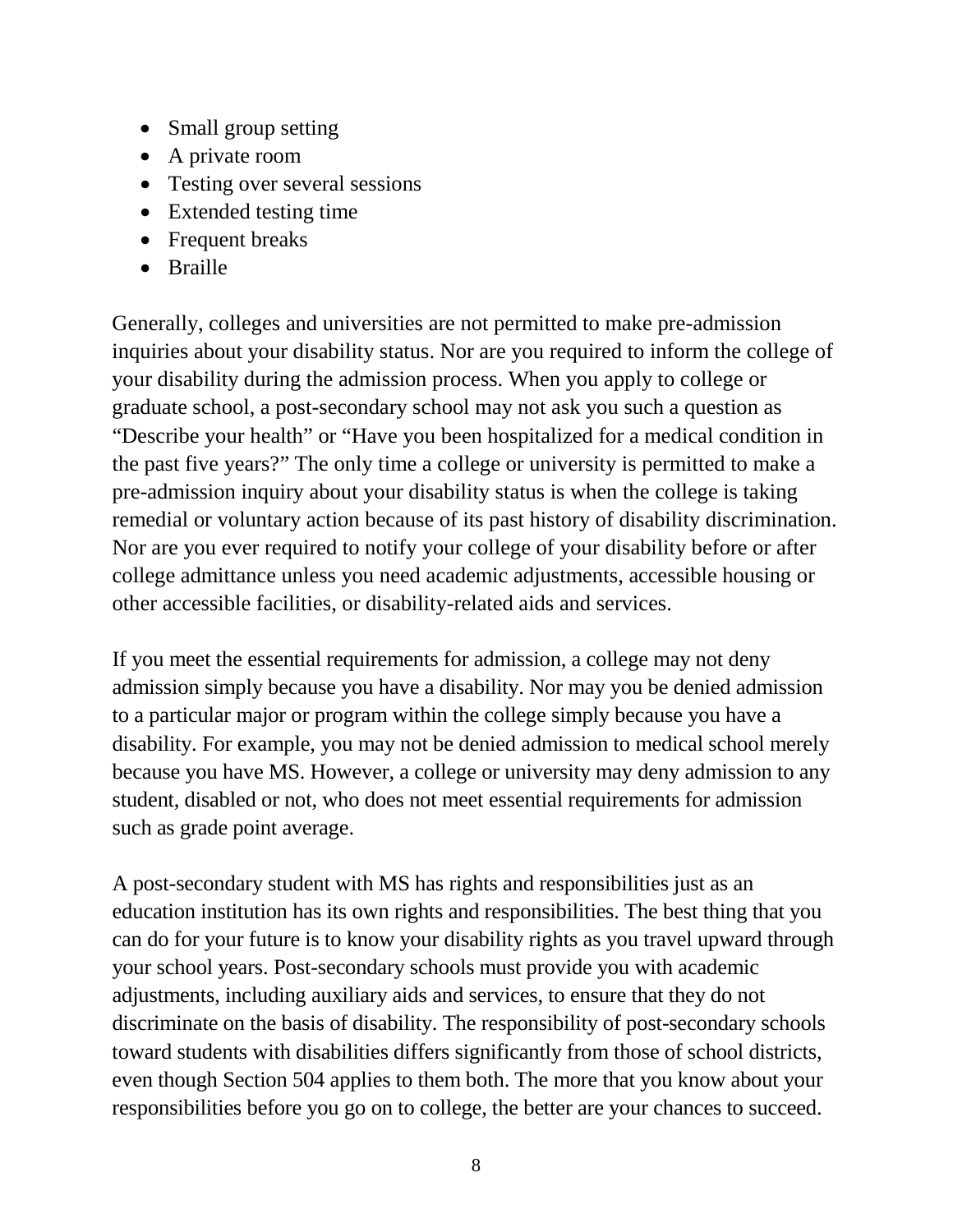- Small group setting
- A private room
- Testing over several sessions
- Extended testing time
- Frequent breaks
- Braille

Generally, colleges and universities are not permitted to make pre-admission inquiries about your disability status. Nor are you required to inform the college of your disability during the admission process. When you apply to college or graduate school, a post-secondary school may not ask you such a question as "Describe your health" or "Have you been hospitalized for a medical condition in the past five years?" The only time a college or university is permitted to make a pre-admission inquiry about your disability status is when the college is taking remedial or voluntary action because of its past history of disability discrimination. Nor are you ever required to notify your college of your disability before or after college admittance unless you need academic adjustments, accessible housing or other accessible facilities, or disability-related aids and services.

If you meet the essential requirements for admission, a college may not deny admission simply because you have a disability. Nor may you be denied admission to a particular major or program within the college simply because you have a disability. For example, you may not be denied admission to medical school merely because you have MS. However, a college or university may deny admission to any student, disabled or not, who does not meet essential requirements for admission such as grade point average.

A post-secondary student with MS has rights and responsibilities just as an education institution has its own rights and responsibilities. The best thing that you can do for your future is to know your disability rights as you travel upward through your school years. Post-secondary schools must provide you with academic adjustments, including auxiliary aids and services, to ensure that they do not discriminate on the basis of disability. The responsibility of post-secondary schools toward students with disabilities differs significantly from those of school districts, even though Section 504 applies to them both. The more that you know about your responsibilities before you go on to college, the better are your chances to succeed.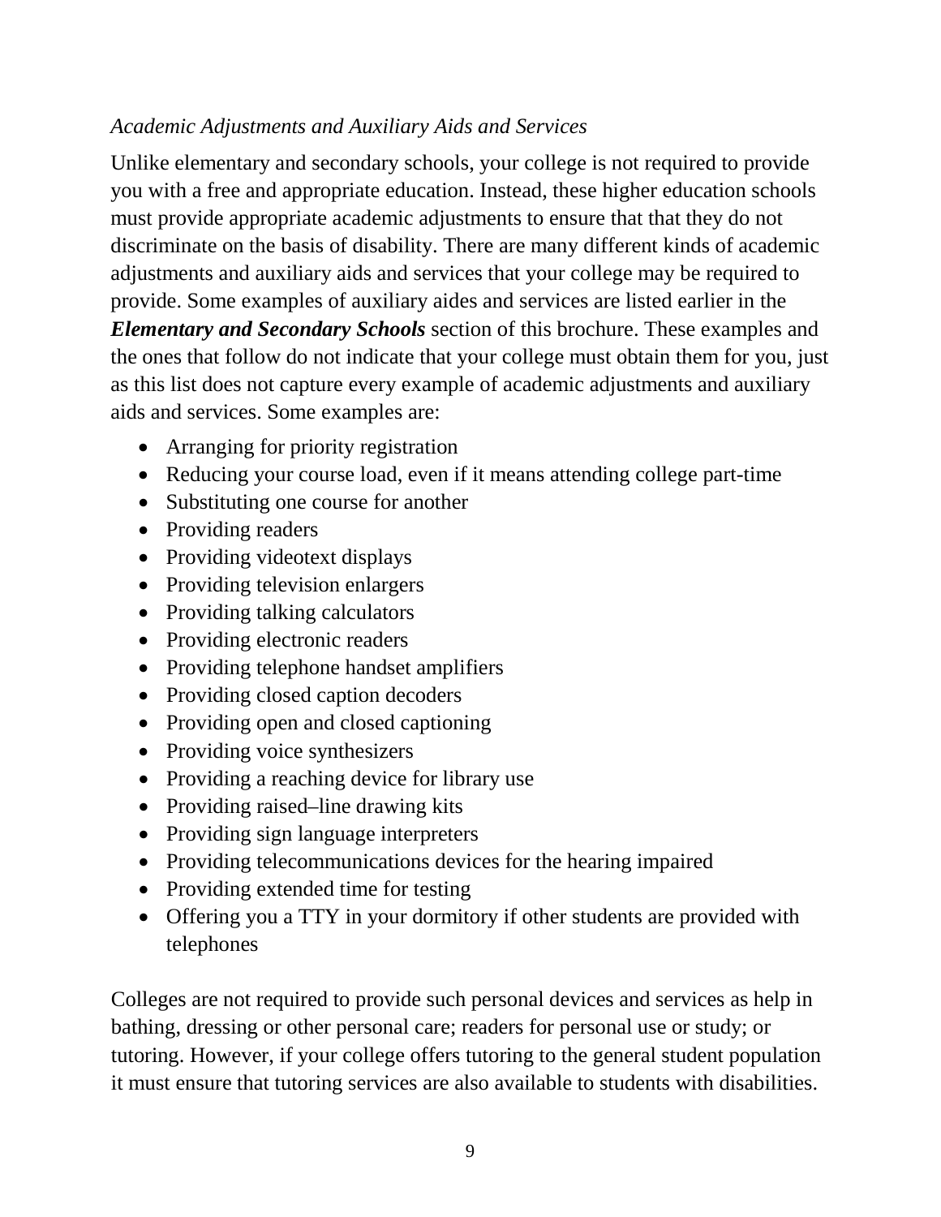*Academic Adjustments and Auxiliary Aids and Services*

Unlike elementary and secondary schools, your college is not required to provide you with a free and appropriate education. Instead, these higher education schools must provide appropriate academic adjustments to ensure that that they do not discriminate on the basis of disability. There are many different kinds of academic adjustments and auxiliary aids and services that your college may be required to provide. Some examples of auxiliary aides and services are listed earlier in the ***Elementary and Secondary Schools*** section of this brochure. These examples and the ones that follow do not indicate that your college must obtain them for you, just as this list does not capture every example of academic adjustments and auxiliary aids and services. Some examples are:

- Arranging for priority registration
- Reducing your course load, even if it means attending college part-time
- Substituting one course for another
- Providing readers
- Providing videotext displays
- Providing television enlargers
- Providing talking calculators
- Providing electronic readers
- Providing telephone handset amplifiers
- Providing closed caption decoders
- Providing open and closed captioning
- Providing voice synthesizers
- Providing a reaching device for library use
- Providing raised–line drawing kits
- Providing sign language interpreters
- Providing telecommunications devices for the hearing impaired
- Providing extended time for testing
- Offering you a TTY in your dormitory if other students are provided with telephones

Colleges are not required to provide such personal devices and services as help in bathing, dressing or other personal care; readers for personal use or study; or tutoring. However, if your college offers tutoring to the general student population it must ensure that tutoring services are also available to students with disabilities.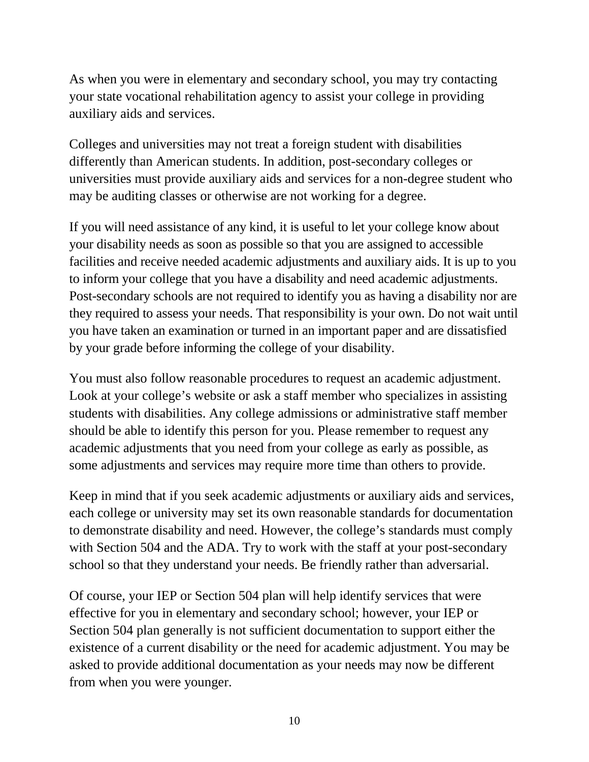As when you were in elementary and secondary school, you may try contacting your state vocational rehabilitation agency to assist your college in providing auxiliary aids and services.

Colleges and universities may not treat a foreign student with disabilities differently than American students. In addition, post-secondary colleges or universities must provide auxiliary aids and services for a non-degree student who may be auditing classes or otherwise are not working for a degree.

If you will need assistance of any kind, it is useful to let your college know about your disability needs as soon as possible so that you are assigned to accessible facilities and receive needed academic adjustments and auxiliary aids. It is up to you to inform your college that you have a disability and need academic adjustments. Post-secondary schools are not required to identify you as having a disability nor are they required to assess your needs. That responsibility is your own. Do not wait until you have taken an examination or turned in an important paper and are dissatisfied by your grade before informing the college of your disability.

You must also follow reasonable procedures to request an academic adjustment. Look at your college's website or ask a staff member who specializes in assisting students with disabilities. Any college admissions or administrative staff member should be able to identify this person for you. Please remember to request any academic adjustments that you need from your college as early as possible, as some adjustments and services may require more time than others to provide.

Keep in mind that if you seek academic adjustments or auxiliary aids and services, each college or university may set its own reasonable standards for documentation to demonstrate disability and need. However, the college's standards must comply with Section 504 and the ADA. Try to work with the staff at your post-secondary school so that they understand your needs. Be friendly rather than adversarial.

Of course, your IEP or Section 504 plan will help identify services that were effective for you in elementary and secondary school; however, your IEP or Section 504 plan generally is not sufficient documentation to support either the existence of a current disability or the need for academic adjustment. You may be asked to provide additional documentation as your needs may now be different from when you were younger.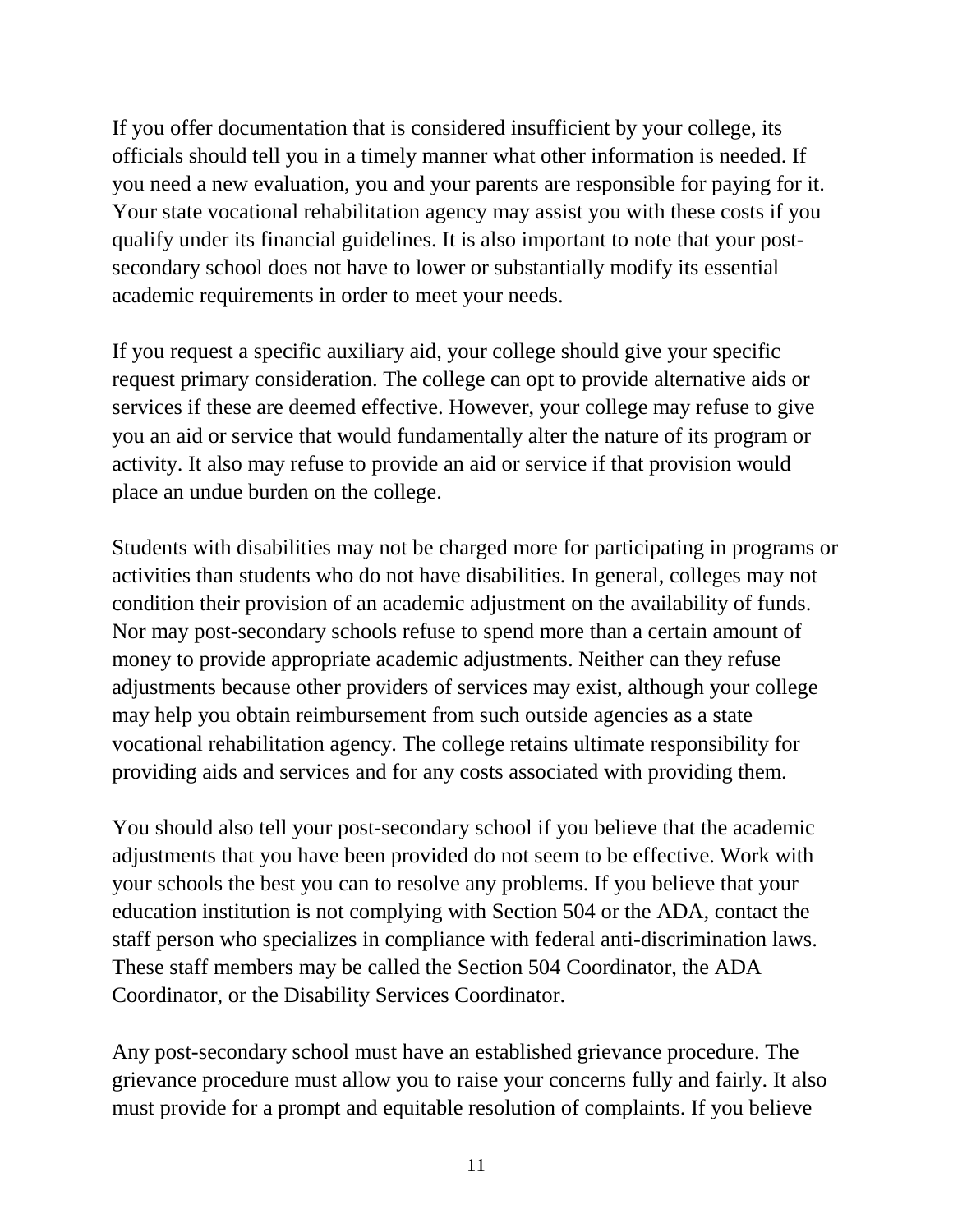If you offer documentation that is considered insufficient by your college, its officials should tell you in a timely manner what other information is needed. If you need a new evaluation, you and your parents are responsible for paying for it. Your state vocational rehabilitation agency may assist you with these costs if you qualify under its financial guidelines. It is also important to note that your post-secondary school does not have to lower or substantially modify its essential academic requirements in order to meet your needs.

If you request a specific auxiliary aid, your college should give your specific request primary consideration. The college can opt to provide alternative aids or services if these are deemed effective. However, your college may refuse to give you an aid or service that would fundamentally alter the nature of its program or activity. It also may refuse to provide an aid or service if that provision would place an undue burden on the college.

Students with disabilities may not be charged more for participating in programs or activities than students who do not have disabilities. In general, colleges may not condition their provision of an academic adjustment on the availability of funds. Nor may post-secondary schools refuse to spend more than a certain amount of money to provide appropriate academic adjustments. Neither can they refuse adjustments because other providers of services may exist, although your college may help you obtain reimbursement from such outside agencies as a state vocational rehabilitation agency. The college retains ultimate responsibility for providing aids and services and for any costs associated with providing them.

You should also tell your post-secondary school if you believe that the academic adjustments that you have been provided do not seem to be effective. Work with your schools the best you can to resolve any problems. If you believe that your education institution is not complying with Section 504 or the ADA, contact the staff person who specializes in compliance with federal anti-discrimination laws. These staff members may be called the Section 504 Coordinator, the ADA Coordinator, or the Disability Services Coordinator.

Any post-secondary school must have an established grievance procedure. The grievance procedure must allow you to raise your concerns fully and fairly. It also must provide for a prompt and equitable resolution of complaints. If you believe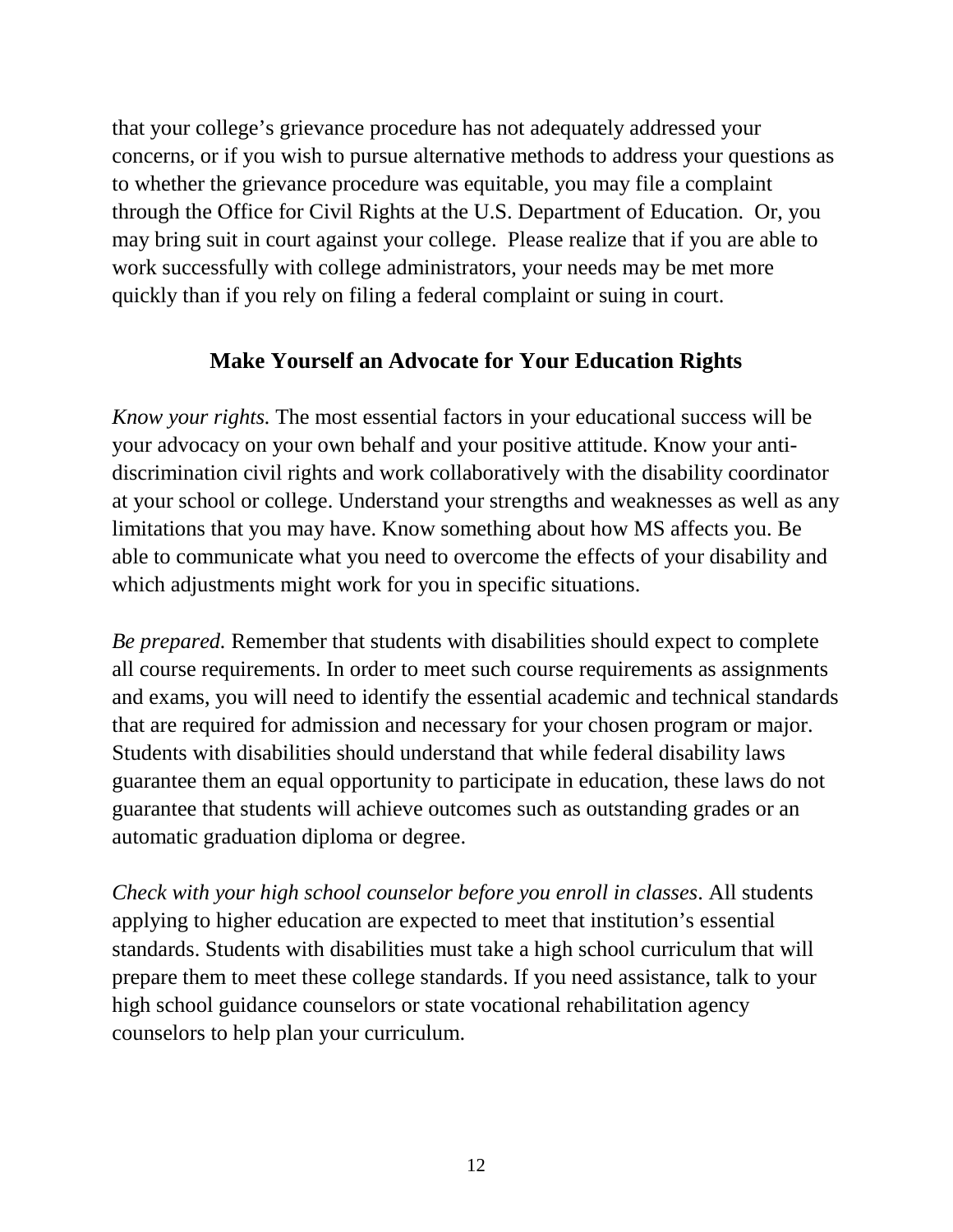that your college's grievance procedure has not adequately addressed your concerns, or if you wish to pursue alternative methods to address your questions as to whether the grievance procedure was equitable, you may file a complaint through the Office for Civil Rights at the U.S. Department of Education. Or, you may bring suit in court against your college. Please realize that if you are able to work successfully with college administrators, your needs may be met more quickly than if you rely on filing a federal complaint or suing in court.

## Make Yourself an Advocate for Your Education Rights

*Know your rights.* The most essential factors in your educational success will be your advocacy on your own behalf and your positive attitude. Know your anti-discrimination civil rights and work collaboratively with the disability coordinator at your school or college. Understand your strengths and weaknesses as well as any limitations that you may have. Know something about how MS affects you. Be able to communicate what you need to overcome the effects of your disability and which adjustments might work for you in specific situations.

*Be prepared.* Remember that students with disabilities should expect to complete all course requirements. In order to meet such course requirements as assignments and exams, you will need to identify the essential academic and technical standards that are required for admission and necessary for your chosen program or major. Students with disabilities should understand that while federal disability laws guarantee them an equal opportunity to participate in education, these laws do not guarantee that students will achieve outcomes such as outstanding grades or an automatic graduation diploma or degree.

*Check with your high school counselor before you enroll in classes*. All students applying to higher education are expected to meet that institution's essential standards. Students with disabilities must take a high school curriculum that will prepare them to meet these college standards. If you need assistance, talk to your high school guidance counselors or state vocational rehabilitation agency counselors to help plan your curriculum.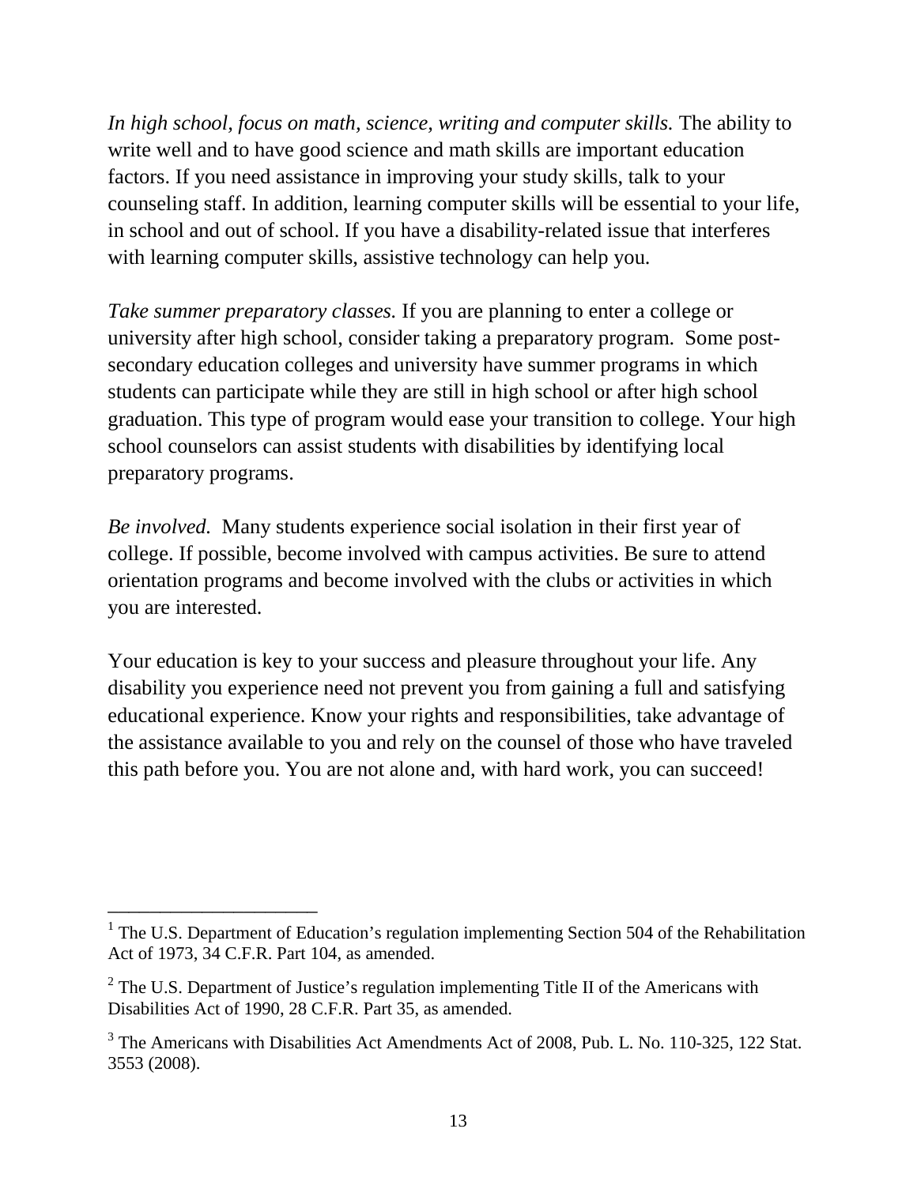*In high school, focus on math, science, writing and computer skills.* The ability to write well and to have good science and math skills are important education factors. If you need assistance in improving your study skills, talk to your counseling staff. In addition, learning computer skills will be essential to your life, in school and out of school. If you have a disability-related issue that interferes with learning computer skills, assistive technology can help you.

*Take summer preparatory classes.* If you are planning to enter a college or university after high school, consider taking a preparatory program. Some post-secondary education colleges and university have summer programs in which students can participate while they are still in high school or after high school graduation. This type of program would ease your transition to college. Your high school counselors can assist students with disabilities by identifying local preparatory programs.

*Be involved.* Many students experience social isolation in their first year of college. If possible, become involved with campus activities. Be sure to attend orientation programs and become involved with the clubs or activities in which you are interested.

Your education is key to your success and pleasure throughout your life. Any disability you experience need not prevent you from gaining a full and satisfying educational experience. Know your rights and responsibilities, take advantage of the assistance available to you and rely on the counsel of those who have traveled this path before you. You are not alone and, with hard work, you can succeed!

---

[1] The U.S. Department of Education's regulation implementing Section 504 of the Rehabilitation Act of 1973, 34 C.F.R. Part 104, as amended.

[2] The U.S. Department of Justice's regulation implementing Title II of the Americans with Disabilities Act of 1990, 28 C.F.R. Part 35, as amended.

[3] The Americans with Disabilities Act Amendments Act of 2008, Pub. L. No. 110-325, 122 Stat. 3553 (2008).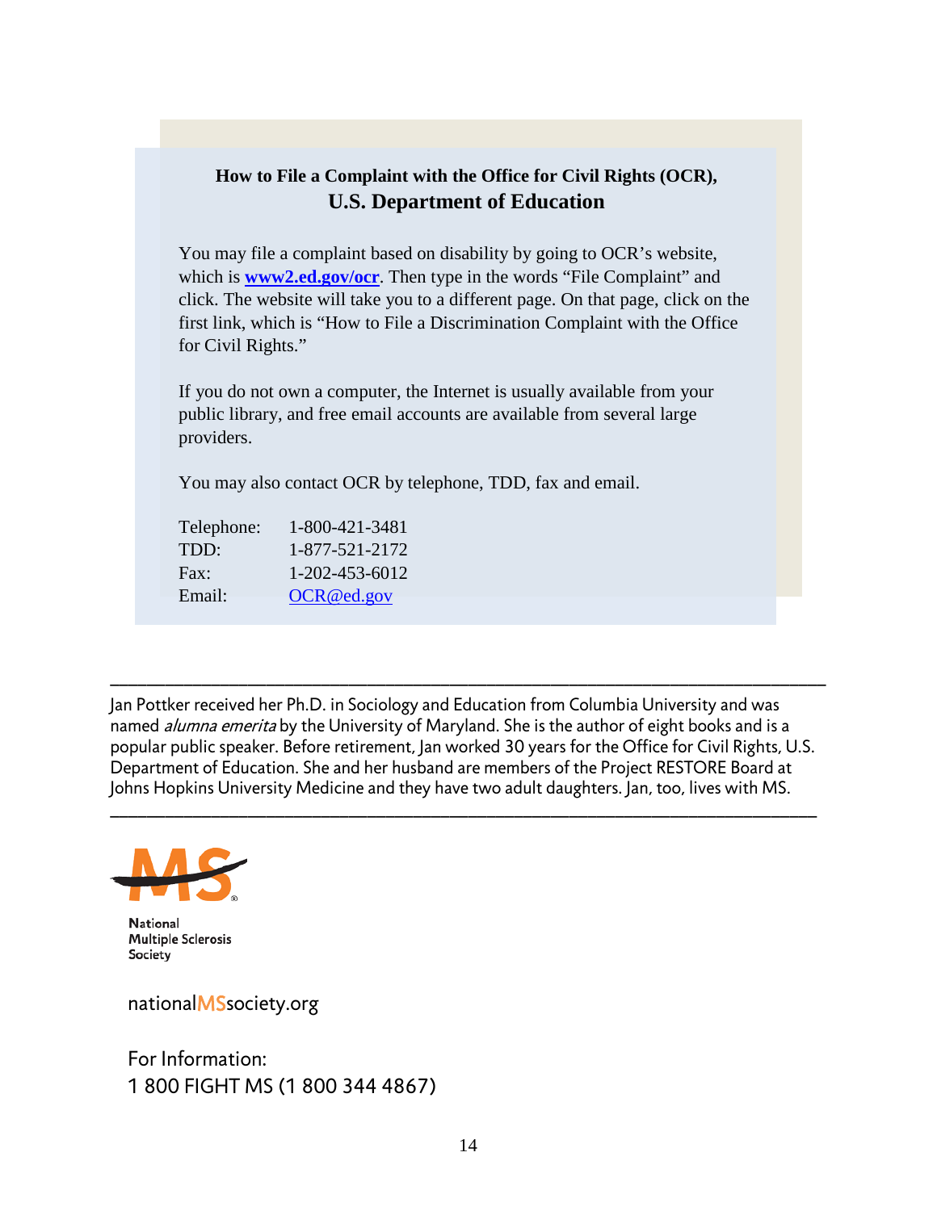## How to File a Complaint with the Office for Civil Rights (OCR), U.S. Department of Education

You may file a complaint based on disability by going to OCR's website, which is **www2.ed.gov/ocr**. Then type in the words "File Complaint" and click. The website will take you to a different page. On that page, click on the first link, which is "How to File a Discrimination Complaint with the Office for Civil Rights."

If you do not own a computer, the Internet is usually available from your public library, and free email accounts are available from several large providers.

You may also contact OCR by telephone, TDD, fax and email.

| | |
|---|---|
| Telephone: | 1-800-421-3481 |
| TDD: | 1-877-521-2172 |
| Fax: | 1-202-453-6012 |
| Email: | OCR@ed.gov |

---

Jan Pottker received her Ph.D. in Sociology and Education from Columbia University and was named *alumna emerita* by the University of Maryland. She is the author of eight books and is a popular public speaker. Before retirement, Jan worked 30 years for the Office for Civil Rights, U.S. Department of Education. She and her husband are members of the Project RESTORE Board at Johns Hopkins University Medicine and they have two adult daughters. Jan, too, lives with MS.

---

MS®

National
Multiple Sclerosis
Society

nationalMSsociety.org

For Information:
1 800 FIGHT MS (1 800 344 4867)